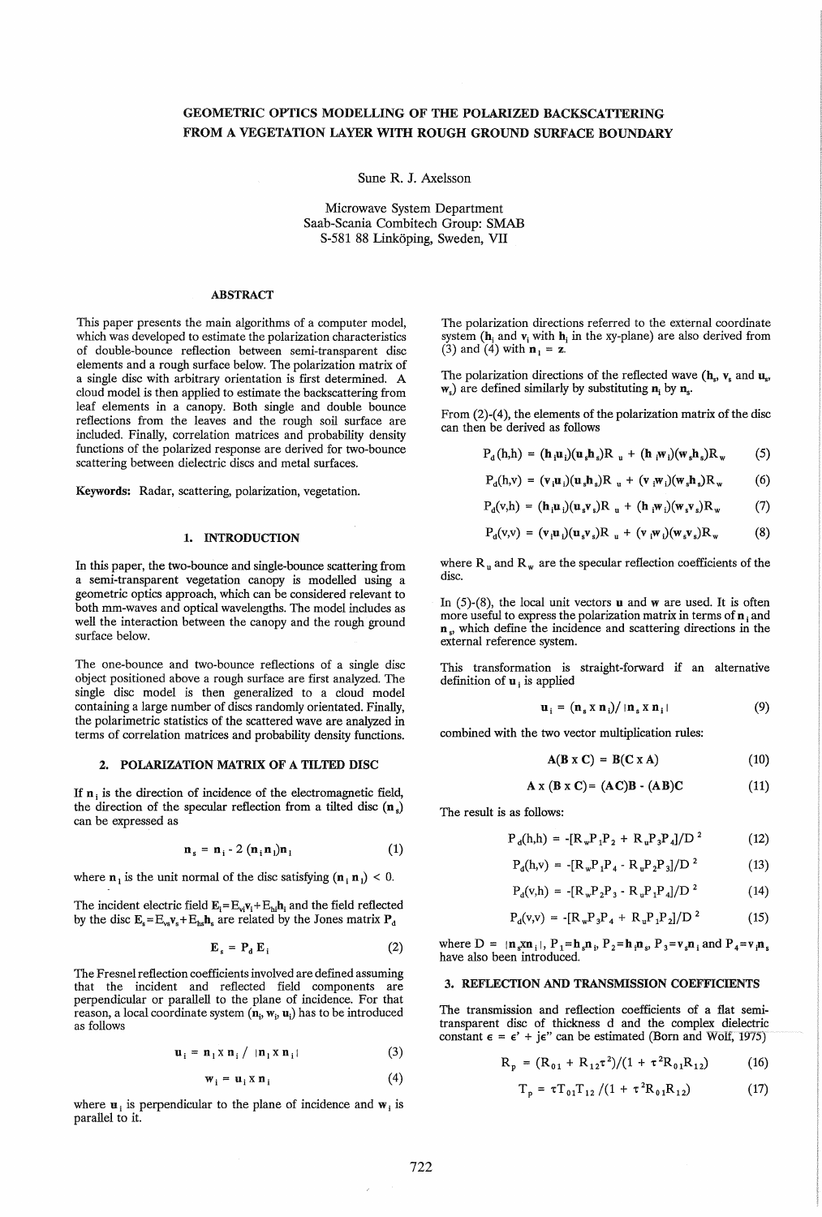# GEOMETRIC OPTICS MODELLING OF THE POLARIZED BACKSCATTERING FROM A VEGETATION LAYER WITH ROUGH GROUND SURFACE BOUNDARY

Sune R. J. Axelsson

Microwave System Department
Saab-Scania Combitech Group: SMAB
S-581 88 Linköping, Sweden, VII

## ABSTRACT

This paper presents the main algorithms of a computer model, which was developed to estimate the polarization characteristics of double-bounce reflection between semi-transparent disc elements and a rough surface below. The polarization matrix of a single disc with arbitrary orientation is first determined. A cloud model is then applied to estimate the backscattering from leaf elements in a canopy. Both single and double bounce reflections from the leaves and the rough soil surface are included. Finally, correlation matrices and probability density functions of the polarized response are derived for two-bounce scattering between dielectric discs and metal surfaces.

**Keywords:** Radar, scattering, polarization, vegetation.

## 1. INTRODUCTION

In this paper, the two-bounce and single-bounce scattering from a semi-transparent vegetation canopy is modelled using a geometric optics approach, which can be considered relevant to both mm-waves and optical wavelengths. The model includes as well the interaction between the canopy and the rough ground surface below.

The one-bounce and two-bounce reflections of a single disc object positioned above a rough surface are first analyzed. The single disc model is then generalized to a cloud model containing a large number of discs randomly orientated. Finally, the polarimetric statistics of the scattered wave are analyzed in terms of correlation matrices and probability density functions.

## 2. POLARIZATION MATRIX OF A TILTED DISC

If $\mathbf{n}_i$ is the direction of incidence of the electromagnetic field, the direction of the specular reflection from a tilted disc ($\mathbf{n}_s$) can be expressed as

$$\mathbf{n}_s = \mathbf{n}_i - 2\,(\mathbf{n}_i\,\mathbf{n}_l)\mathbf{n}_l \tag{1}$$

where $\mathbf{n}_l$ is the unit normal of the disc satisfying $(\mathbf{n}_i\,\mathbf{n}_l) < 0$.

The incident electric field $\mathbf{E}_i = E_{vi}\mathbf{v}_i + E_{hi}\mathbf{h}_i$ and the field reflected by the disc $\mathbf{E}_s = E_{vs}\mathbf{v}_s + E_{hs}\mathbf{h}_s$ are related by the Jones matrix $\mathbf{P}_d$

$$\mathbf{E}_s = \mathbf{P}_d\,\mathbf{E}_i \tag{2}$$

The Fresnel reflection coefficients involved are defined assuming that the incident and reflected field components are perpendicular or parallell to the plane of incidence. For that reason, a local coordinate system ($\mathbf{n}_i$, $\mathbf{w}_i$, $\mathbf{u}_i$) has to be introduced as follows

$$\mathbf{u}_i = \mathbf{n}_l \times \mathbf{n}_i \,/\, |\mathbf{n}_l \times \mathbf{n}_i| \tag{3}$$

$$\mathbf{w}_i = \mathbf{u}_i \times \mathbf{n}_i \tag{4}$$

where $\mathbf{u}_i$ is perpendicular to the plane of incidence and $\mathbf{w}_i$ is parallel to it.

The polarization directions referred to the external coordinate system ($\mathbf{h}_i$ and $\mathbf{v}_i$ with $\mathbf{h}_i$ in the xy-plane) are also derived from (3) and (4) with $\mathbf{n}_l = \mathbf{z}$.

The polarization directions of the reflected wave ($\mathbf{h}_s$, $\mathbf{v}_s$ and $\mathbf{u}_s$, $\mathbf{w}_s$) are defined similarly by substituting $\mathbf{n}_i$ by $\mathbf{n}_s$.

From (2)-(4), the elements of the polarization matrix of the disc can then be derived as follows

$$P_d(h,h) = (\mathbf{h}_i\mathbf{u}_i)(\mathbf{u}_s\mathbf{h}_s)R_u + (\mathbf{h}_i\mathbf{w}_i)(\mathbf{w}_s\mathbf{h}_s)R_w \tag{5}$$

$$P_d(h,v) = (\mathbf{v}_i\mathbf{u}_i)(\mathbf{u}_s\mathbf{h}_s)R_u + (\mathbf{v}_i\mathbf{w}_i)(\mathbf{w}_s\mathbf{h}_s)R_w \tag{6}$$

$$P_d(v,h) = (\mathbf{h}_i\mathbf{u}_i)(\mathbf{u}_s\mathbf{v}_s)R_u + (\mathbf{h}_i\mathbf{w}_i)(\mathbf{w}_s\mathbf{v}_s)R_w \tag{7}$$

$$P_d(v,v) = (\mathbf{v}_i\mathbf{u}_i)(\mathbf{u}_s\mathbf{v}_s)R_u + (\mathbf{v}_i\mathbf{w}_i)(\mathbf{w}_s\mathbf{v}_s)R_w \tag{8}$$

where $R_u$ and $R_w$ are the specular reflection coefficients of the disc.

In (5)-(8), the local unit vectors $\mathbf{u}$ and $\mathbf{w}$ are used. It is often more useful to express the polarization matrix in terms of $\mathbf{n}_i$ and $\mathbf{n}_s$, which define the incidence and scattering directions in the external reference system.

This transformation is straight-forward if an alternative definition of $\mathbf{u}_i$ is applied

$$\mathbf{u}_i = (\mathbf{n}_s \times \mathbf{n}_i)/\,|\mathbf{n}_s \times \mathbf{n}_i| \tag{9}$$

combined with the two vector multiplication rules:

$$\mathbf{A}(\mathbf{B} \times \mathbf{C}) = \mathbf{B}(\mathbf{C} \times \mathbf{A}) \tag{10}$$

$$\mathbf{A} \times (\mathbf{B} \times \mathbf{C}) = (\mathbf{A}\mathbf{C})\mathbf{B} - (\mathbf{A}\mathbf{B})\mathbf{C} \tag{11}$$

The result is as follows:

$$P_d(h,h) = -[R_w P_1 P_2 + R_u P_3 P_4]/D^2 \tag{12}$$

$$P_d(h,v) = -[R_w P_1 P_4 - R_u P_2 P_3]/D^2 \tag{13}$$

$$P_d(v,h) = -[R_w P_2 P_3 - R_u P_1 P_4]/D^2 \tag{14}$$

$$P_d(v,v) = -[R_w P_3 P_4 + R_u P_1 P_2]/D^2 \tag{15}$$

where $D = |\mathbf{n}_s \times \mathbf{n}_i|$, $P_1 = \mathbf{h}_s\mathbf{n}_i$, $P_2 = \mathbf{h}_i\mathbf{n}_s$, $P_3 = \mathbf{v}_s\mathbf{n}_i$ and $P_4 = \mathbf{v}_i\mathbf{n}_s$ have also been introduced.

## 3. REFLECTION AND TRANSMISSION COEFFICIENTS

The transmission and reflection coefficients of a flat semi-transparent disc of thickness d and the complex dielectric constant $\epsilon = \epsilon' + j\epsilon''$ can be estimated (Born and Wolf, 1975)

$$R_p = (R_{01} + R_{12}\tau^2)/(1 + \tau^2 R_{01} R_{12}) \tag{16}$$

$$T_p = \tau T_{01} T_{12}\,/(1 + \tau^2 R_{01} R_{12}) \tag{17}$$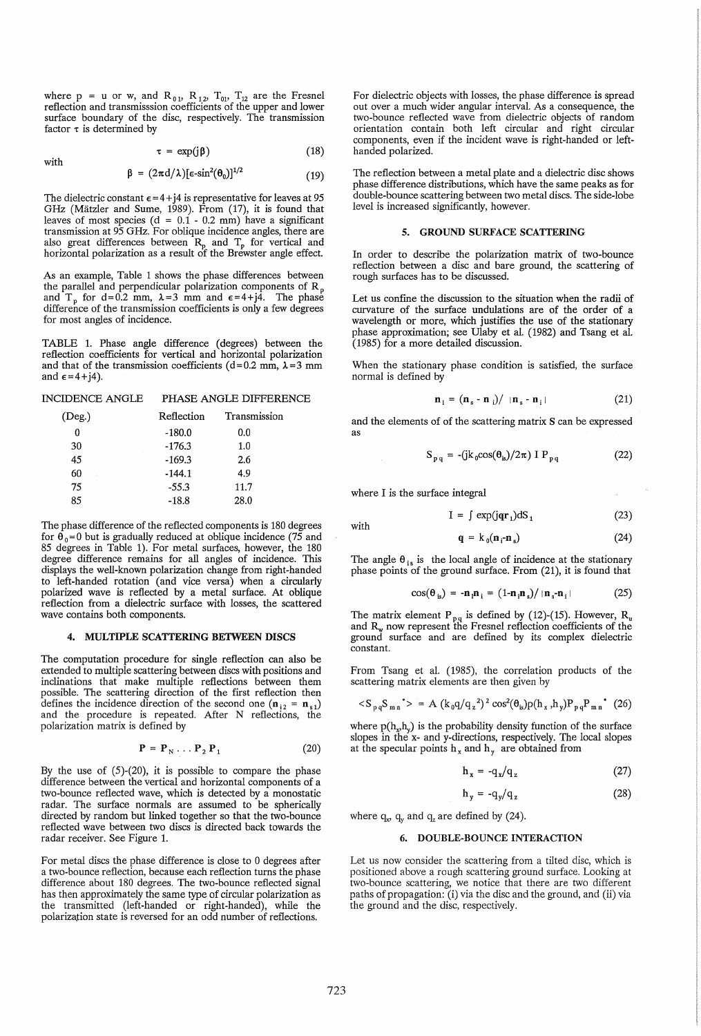where p = u or w, and $R_{01}$, $R_{12}$, $T_{01}$, $T_{12}$ are the Fresnel reflection and transmisssion coefficients of the upper and lower surface boundary of the disc, respectively. The transmission factor $\tau$ is determined by

$$\tau = \exp(j\beta) \tag{18}$$

with

$$\beta = (2\pi d/\lambda)[\epsilon - \sin^2(\theta_0)]^{1/2} \tag{19}$$

The dielectric constant $\epsilon = 4 + j4$ is representative for leaves at 95 GHz (Mätzler and Sume, 1989). From (17), it is found that leaves of most species (d = 0.1 - 0.2 mm) have a significant transmission at 95 GHz. For oblique incidence angles, there are also great differences between $R_p$ and $T_p$ for vertical and horizontal polarization as a result of the Brewster angle effect.

As an example, Table 1 shows the phase differences between the parallel and perpendicular polarization components of $R_p$ and $T_p$ for d=0.2 mm, $\lambda$=3 mm and $\epsilon = 4 + j4$. The phase difference of the transmission coefficients is only a few degrees for most angles of incidence.

TABLE 1. Phase angle difference (degrees) between the reflection coefficients for vertical and horizontal polarization and that of the transmission coefficients (d=0.2 mm, $\lambda$=3 mm and $\epsilon = 4 + j4$).

| INCIDENCE ANGLE | PHASE ANGLE DIFFERENCE | |
|---|---|---|
| (Deg.) | Reflection | Transmission |
| 0 | -180.0 | 0.0 |
| 30 | -176.3 | 1.0 |
| 45 | -169.3 | 2.6 |
| 60 | -144.1 | 4.9 |
| 75 | -55.3 | 11.7 |
| 85 | -18.8 | 28.0 |

The phase difference of the reflected components is 180 degrees for $\theta_0 = 0$ but is gradually reduced at oblique incidence (75 and 85 degrees in Table 1). For metal surfaces, however, the 180 degree difference remains for all angles of incidence. This displays the well-known polarization change from right-handed to left-handed rotation (and vice versa) when a circularly polarized wave is reflected by a metal surface. At oblique reflection from a dielectric surface with losses, the scattered wave contains both components.

## 4. MULTIPLE SCATTERING BETWEEN DISCS

The computation procedure for single reflection can also be extended to multiple scattering between discs with positions and inclinations that make multiple reflections between them possible. The scattering direction of the first reflection then defines the incidence direction of the second one ($\mathbf{n}_{i2} = \mathbf{n}_{s1}$) and the procedure is repeated. After N reflections, the polarization matrix is defined by

$$\mathbf{P} = \mathbf{P}_N \ldots \mathbf{P}_2 \mathbf{P}_1 \tag{20}$$

By the use of (5)-(20), it is possible to compare the phase difference between the vertical and horizontal components of a two-bounce reflected wave, which is detected by a monostatic radar. The surface normals are assumed to be spherically directed by random but linked together so that the two-bounce reflected wave between two discs is directed back towards the radar receiver. See Figure 1.

For metal discs the phase difference is close to 0 degrees after a two-bounce reflection, because each reflection turns the phase difference about 180 degrees. The two-bounce reflected signal has then approximately the same type of circular polarization as the transmitted (left-handed or right-handed), while the polarization state is reversed for an odd number of reflections.

For dielectric objects with losses, the phase difference is spread out over a much wider angular interval. As a consequence, the two-bounce reflected wave from dielectric objects of random orientation contain both left circular and right circular components, even if the incident wave is right-handed or left-handed polarized.

The reflection between a metal plate and a dielectric disc shows phase difference distributions, which have the same peaks as for double-bounce scattering between two metal discs. The side-lobe level is increased significantly, however.

## 5. GROUND SURFACE SCATTERING

In order to describe the polarization matrix of two-bounce reflection between a disc and bare ground, the scattering of rough surfaces has to be discussed.

Let us confine the discussion to the situation when the radii of curvature of the surface undulations are of the order of a wavelength or more, which justifies the use of the stationary phase approximation; see Ulaby et al. (1982) and Tsang et al. (1985) for a more detailed discussion.

When the stationary phase condition is satisfied, the surface normal is defined by

$$\mathbf{n}_1 = (\mathbf{n}_s - \mathbf{n}_i)/\,|\mathbf{n}_s - \mathbf{n}_i| \tag{21}$$

and the elements of of the scattering matrix S can be expressed as

$$S_{pq} = -(jk_0\cos(\theta_{is})/2\pi)\, I\, P_{pq} \tag{22}$$

where I is the surface integral

$$I = \int \exp(j\mathbf{q}\mathbf{r}_1)dS_1 \tag{23}$$

with

$$\mathbf{q} = k_0(\mathbf{n}_i - \mathbf{n}_s) \tag{24}$$

The angle $\theta_{is}$ is the local angle of incidence at the stationary phase points of the ground surface. From (21), it is found that

$$\cos(\theta_{is}) = -\mathbf{n}_1\mathbf{n}_i = (1 - \mathbf{n}_i\mathbf{n}_s)/\,|\mathbf{n}_s - \mathbf{n}_i| \tag{25}$$

The matrix element $P_{pq}$ is defined by (12)-(15). However, $R_u$ and $R_w$ now represent the Fresnel reflection coefficients of the ground surface and are defined by its complex dielectric constant.

From Tsang et al. (1985), the correlation products of the scattering matrix elements are then given by

$$<S_{pq}S_{mn}^*> = A\,(k_0 q/q_z^2)^2 \cos^2(\theta_{is}) p(h_x, h_y) P_{pq} P_{mn}^* \tag{26}$$

where $p(h_x, h_y)$ is the probability density function of the surface slopes in the x- and y-directions, respectively. The local slopes at the specular points $h_x$ and $h_y$ are obtained from

$$h_x = -q_x/q_z \tag{27}$$

$$h_y = -q_y/q_z \tag{28}$$

where $q_x$, $q_y$ and $q_z$ are defined by (24).

## 6. DOUBLE-BOUNCE INTERACTION

Let us now consider the scattering from a tilted disc, which is positioned above a rough scattering ground surface. Looking at two-bounce scattering, we notice that there are two different paths of propagation: (i) via the disc and the ground, and (ii) via the ground and the disc, respectively.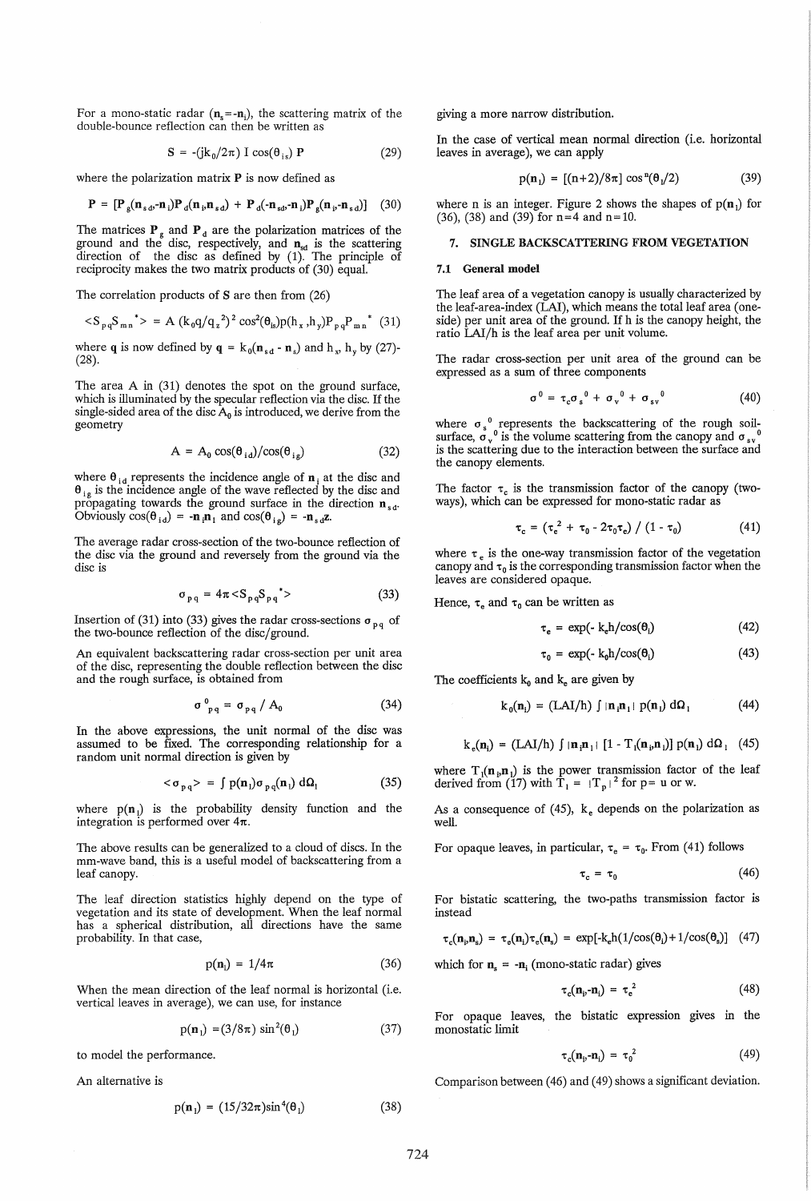For a mono-static radar ($\mathbf{n}_s = -\mathbf{n}_i$), the scattering matrix of the double-bounce reflection can then be written as

$$S = -(jk_0/2\pi)\, I \cos(\theta_{is})\, \mathbf{P} \tag{29}$$

where the polarization matrix $\mathbf{P}$ is now defined as

$$\mathbf{P} = [\mathbf{P}_g(\mathbf{n}_{sd}, -\mathbf{n}_i)\mathbf{P}_d(\mathbf{n}_i, \mathbf{n}_{sd}) + \mathbf{P}_d(-\mathbf{n}_{sd}, -\mathbf{n}_i)\mathbf{P}_g(\mathbf{n}_i, -\mathbf{n}_{sd})] \tag{30}$$

The matrices $\mathbf{P}_g$ and $\mathbf{P}_d$ are the polarization matrices of the ground and the disc, respectively, and $\mathbf{n}_{sd}$ is the scattering direction of the disc as defined by (1). The principle of reciprocity makes the two matrix products of (30) equal.

The correlation products of $S$ are then from (26)

$$<S_{pq}S_{mn}^*> = A\,(k_0 q/q_z^2)^2 \cos^2(\theta_{is}) p(h_x, h_y) P_{pq} P_{mn}^* \tag{31}$$

where $\mathbf{q}$ is now defined by $\mathbf{q} = k_0(\mathbf{n}_{sd} - \mathbf{n}_s)$ and $h_x$, $h_y$ by (27)-(28).

The area A in (31) denotes the spot on the ground surface, which is illuminated by the specular reflection via the disc. If the single-sided area of the disc $A_0$ is introduced, we derive from the geometry

$$A = A_0 \cos(\theta_{id})/\cos(\theta_{ig}) \tag{32}$$

where $\theta_{id}$ represents the incidence angle of $\mathbf{n}_i$ at the disc and $\theta_{ig}$ is the incidence angle of the wave reflected by the disc and propagating towards the ground surface in the direction $\mathbf{n}_{sd}$. Obviously $\cos(\theta_{id}) = -\mathbf{n}_i\mathbf{n}_l$ and $\cos(\theta_{ig}) = -\mathbf{n}_{sd}\mathbf{z}$.

The average radar cross-section of the two-bounce reflection of the disc via the ground and reversely from the ground via the disc is

$$\sigma_{pq} = 4\pi <S_{pq}S_{pq}^*> \tag{33}$$

Insertion of (31) into (33) gives the radar cross-sections $\sigma_{pq}$ of the two-bounce reflection of the disc/ground.

An equivalent backscattering radar cross-section per unit area of the disc, representing the double reflection between the disc and the rough surface, is obtained from

$$\sigma^0_{pq} = \sigma_{pq} / A_0 \tag{34}$$

In the above expressions, the unit normal of the disc was assumed to be fixed. The corresponding relationship for a random unit normal direction is given by

$$<\sigma_{pq}> = \int p(\mathbf{n}_l)\sigma_{pq}(\mathbf{n}_l)\, d\Omega_l \tag{35}$$

where $p(\mathbf{n}_l)$ is the probability density function and the integration is performed over $4\pi$.

The above results can be generalized to a cloud of discs. In the mm-wave band, this is a useful model of backscattering from a leaf canopy.

The leaf direction statistics highly depend on the type of vegetation and its state of development. When the leaf normal has a spherical distribution, all directions have the same probability. In that case,

$$p(\mathbf{n}_l) = 1/4\pi \tag{36}$$

When the mean direction of the leaf normal is horizontal (i.e. vertical leaves in average), we can use, for instance

$$p(\mathbf{n}_l) = (3/8\pi)\sin^2(\theta_l) \tag{37}$$

to model the performance.

An alternative is

$$p(\mathbf{n}_l) = (15/32\pi)\sin^4(\theta_l) \tag{38}$$

giving a more narrow distribution.

In the case of vertical mean normal direction (i.e. horizontal leaves in average), we can apply

$$p(\mathbf{n}_l) = [(n+2)/8\pi]\cos^n(\theta_l/2) \tag{39}$$

where n is an integer. Figure 2 shows the shapes of $p(\mathbf{n}_l)$ for (36), (38) and (39) for n=4 and n=10.

## 7. SINGLE BACKSCATTERING FROM VEGETATION

### 7.1 General model

The leaf area of a vegetation canopy is usually characterized by the leaf-area-index (LAI), which means the total leaf area (one-side) per unit area of the ground. If h is the canopy height, the ratio LAI/h is the leaf area per unit volume.

The radar cross-section per unit area of the ground can be expressed as a sum of three components

$$\sigma^0 = \tau_c \sigma_s^0 + \sigma_v^0 + \sigma_{sv}^0 \tag{40}$$

where $\sigma_s^0$ represents the backscattering of the rough soil-surface, $\sigma_v^0$ is the volume scattering from the canopy and $\sigma_{sv}^0$ is the scattering due to the interaction between the surface and the canopy elements.

The factor $\tau_c$ is the transmission factor of the canopy (two-ways), which can be expressed for mono-static radar as

$$\tau_c = (\tau_e^2 + \tau_0 - 2\tau_0\tau_e) / (1 - \tau_0) \tag{41}$$

where $\tau_e$ is the one-way transmission factor of the vegetation canopy and $\tau_0$ is the corresponding transmission factor when the leaves are considered opaque.

Hence, $\tau_e$ and $\tau_0$ can be written as

$$\tau_e = \exp(-k_e h/\cos(\theta_i)) \tag{42}$$

$$\tau_0 = \exp(-k_0 h/\cos(\theta_i)) \tag{43}$$

The coefficients $k_0$ and $k_e$ are given by

$$k_0(\mathbf{n}_i) = (\mathrm{LAI}/h) \int |\mathbf{n}_i\mathbf{n}_l|\, p(\mathbf{n}_l)\, d\Omega_l \tag{44}$$

$$k_e(\mathbf{n}_i) = (\mathrm{LAI}/h) \int |\mathbf{n}_i\mathbf{n}_l|\, [1 - T_l(\mathbf{n}_i,\mathbf{n}_l)]\, p(\mathbf{n}_l)\, d\Omega_l \tag{45}$$

where $T_l(\mathbf{n}_i,\mathbf{n}_l)$ is the power transmission factor of the leaf derived from (17) with $T_l = |T_p|^2$ for p= u or w.

As a consequence of (45), $k_e$ depends on the polarization as well.

For opaque leaves, in particular, $\tau_e = \tau_0$. From (41) follows

$$\tau_c = \tau_0 \tag{46}$$

For bistatic scattering, the two-paths transmission factor is instead

$$\tau_c(\mathbf{n}_i,\mathbf{n}_s) = \tau_e(\mathbf{n}_i)\tau_e(\mathbf{n}_s) = \exp[-k_e h(1/\cos(\theta_i) + 1/\cos(\theta_s))] \tag{47}$$

which for $\mathbf{n}_s = -\mathbf{n}_i$ (mono-static radar) gives

$$\tau_c(\mathbf{n}_i, -\mathbf{n}_i) = \tau_e^2 \tag{48}$$

For opaque leaves, the bistatic expression gives in the monostatic limit

$$\tau_c(\mathbf{n}_i, -\mathbf{n}_i) = \tau_0^2 \tag{49}$$

Comparison between (46) and (49) shows a significant deviation.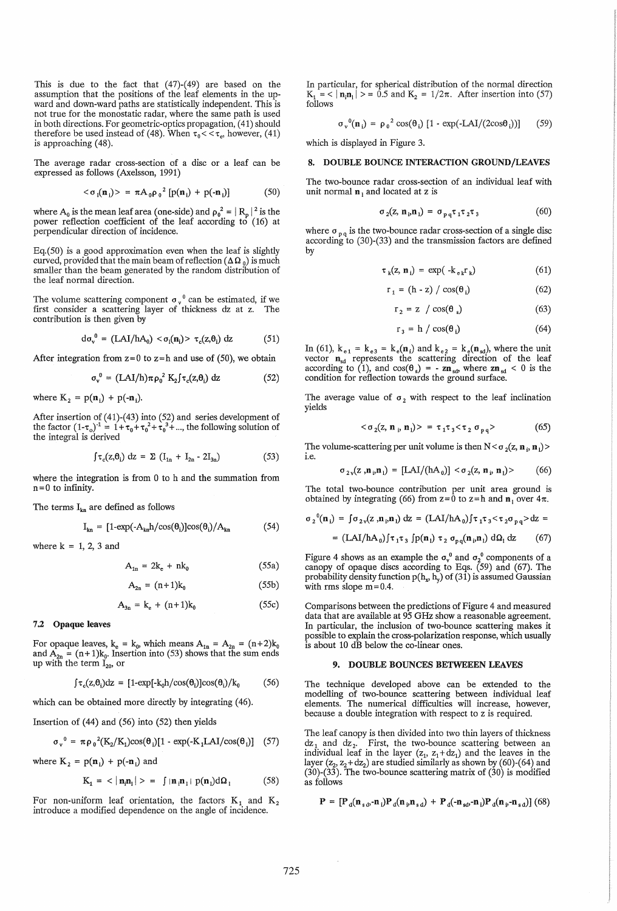This is due to the fact that (47)-(49) are based on the assumption that the positions of the leaf elements in the up-ward and down-ward paths are statistically independent. This is not true for the monostatic radar, where the same path is used in both directions. For geometric-optics propagation, (41) should therefore be used instead of (48). When $\tau_0 << \tau_e$, however, (41) is approaching (48).

The average radar cross-section of a disc or a leaf can be expressed as follows (Axelsson, 1991)

$$<\sigma_l(\mathbf{n}_l)> = \pi A_0 \rho_0^2 [p(\mathbf{n}_l) + p(-\mathbf{n}_l)] \tag{50}$$

where $A_0$ is the mean leaf area (one-side) and $\rho_0^2 = |R_p|^2$ is the power reflection coefficient of the leaf according to (16) at perpendicular direction of incidence.

Eq.(50) is a good approximation even when the leaf is slightly curved, provided that the main beam of reflection ($\Delta\Omega_0$) is much smaller than the beam generated by the random distribution of the leaf normal direction.

The volume scattering component $\sigma_v^0$ can be estimated, if we first consider a scattering layer of thickness dz at z. The contribution is then given by

$$d\sigma_v^0 = (LAI/hA_0) <\sigma_l(\mathbf{n}_l)> \tau_c(z,\theta_i)\, dz \tag{51}$$

After integration from z=0 to z=h and use of (50), we obtain

$$\sigma_v^0 = (LAI/h)\pi\rho_0^2 K_2 \int\tau_c(z,\theta_i)\, dz \tag{52}$$

where $K_2 = p(\mathbf{n}_l) + p(-\mathbf{n}_l)$.

After insertion of (41)-(43) into (52) and series development of the factor $(1-\tau_o)^{-1} = 1+\tau_0+\tau_0^2+\tau_0^3+...$, the following solution of the integral is derived

$$\int\tau_c(z,\theta_i)\, dz = \Sigma\, (I_{1n} + I_{2n} - 2I_{3n}) \tag{53}$$

where the integration is from 0 to h and the summation from n=0 to infinity.

The terms $I_{kn}$ are defined as follows

$$I_{kn} = [1-\exp(-A_{kn}h/\cos(\theta_i)]\cos(\theta_i)/A_{kn} \tag{54}$$

where k = 1, 2, 3 and

$$A_{1n} = 2k_e + nk_0 \tag{55a}$$

$$A_{2n} = (n+1)k_0 \tag{55b}$$

$$A_{3n} = k_e + (n+1)k_0 \tag{55c}$$

### 7.2 Opaque leaves

For opaque leaves, $k_e = k_0$, which means $A_{1n} = A_{2n} = (n+2)k_0$ and $A_{2n} = (n+1)k_0$. Insertion into (53) shows that the sum ends up with the term $I_{20}$, or

$$\int\tau_c(z,\theta_i)dz = [1-\exp[-k_0h/\cos(\theta_i)]\cos(\theta_i)/k_0 \tag{56}$$

which can be obtained more directly by integrating (46).

Insertion of (44) and (56) into (52) then yields

$$\sigma_v^0 = \pi\rho_0^2(K_2/K_1)\cos(\theta_i)[1 - \exp(-K_1 LAI/\cos(\theta_i)] \tag{57}$$

where $K_2 = p(\mathbf{n}_i) + p(-\mathbf{n}_i)$ and

$$K_1 = <|\mathbf{n}_i\mathbf{n}_l|> = \int|\mathbf{n}_i\mathbf{n}_l|\, p(\mathbf{n}_l)d\Omega_l \tag{58}$$

For non-uniform leaf orientation, the factors $K_1$ and $K_2$ introduce a modified dependence on the angle of incidence.

In particular, for spherical distribution of the normal direction $K_1 = <|\mathbf{n}_i\mathbf{n}_l|> = 0.5$ and $K_2 = 1/2\pi$. After insertion into (57) follows

$$\sigma_v^0(\mathbf{n}_i) = \rho_0^2 \cos(\theta_i)\, [1 - \exp(-LAI/(2\cos\theta_i))] \tag{59}$$

which is displayed in Figure 3.

## 8. DOUBLE BOUNCE INTERACTION GROUND/LEAVES

The two-bounce radar cross-section of an individual leaf with unit normal $\mathbf{n}_l$ and located at z is

$$\sigma_2(z, \mathbf{n}_i,\mathbf{n}_l) = \sigma_{pq}\tau_1\tau_2\tau_3 \tag{60}$$

where $\sigma_{pq}$ is the two-bounce radar cross-section of a single disc according to (30)-(33) and the transmission factors are defined by

$$\tau_k(z, \mathbf{n}_i) = \exp(\, -k_{ek}r_k) \tag{61}$$

$$r_1 = (h - z) / \cos(\theta_i) \tag{62}$$

$$r_2 = z\ / \cos(\theta_s) \tag{63}$$

$$r_3 = h / \cos(\theta_i) \tag{64}$$

In (61), $k_{e1} = k_{e3} = k_e(\mathbf{n}_i)$ and $k_{e2} = k_e(\mathbf{n}_{sd})$, where the unit vector $\mathbf{n}_{sd}$ represents the scattering direction of the leaf according to (1), and $\cos(\theta_s) = -\mathbf{z}\mathbf{n}_{sd}$, where $\mathbf{z}\mathbf{n}_{sd} < 0$ is the condition for reflection towards the ground surface.

The average value of $\sigma_2$ with respect to the leaf inclination yields

$$<\sigma_2(z, \mathbf{n}_i, \mathbf{n}_l)> = \tau_1\tau_3<\tau_2\,\sigma_{pq}> \tag{65}$$

The volume-scattering per unit volume is then $N<\sigma_2(z, \mathbf{n}_i, \mathbf{n}_l)>$ i.e.

$$\sigma_{2v}(z, \mathbf{n}_i,\mathbf{n}_l) = [LAI/(hA_0)]<\sigma_2(z, \mathbf{n}_i, \mathbf{n}_l)> \tag{66}$$

The total two-bounce contribution per unit area ground is obtained by integrating (66) from z=0 to z=h and $\mathbf{n}_l$ over $4\pi$.

$$\begin{aligned}\sigma_2^0(\mathbf{n}_i) &= \int\sigma_{2v}(z, \mathbf{n}_i,\mathbf{n}_l)\, dz = (LAI/hA_0)\int\tau_1\tau_3<\tau_2\sigma_{pq}>dz = \\ &= (LAI/hA_0)\int\tau_1\tau_3\int p(\mathbf{n}_l)\,\tau_2\,\sigma_{pq}(\mathbf{n}_i,\mathbf{n}_l)\, d\Omega_l\, dz\end{aligned} \tag{67}$$

Figure 4 shows as an example the $\sigma_v^0$ and $\sigma_2^0$ components of a canopy of opaque discs according to Eqs. (59) and (67). The probability density function $p(h_x, h_y)$ of (31) is assumed Gaussian with rms slope m=0.4.

Comparisons between the predictions of Figure 4 and measured data that are available at 95 GHz show a reasonable agreement. In particular, the inclusion of two-bounce scattering makes it possible to explain the cross-polarization response, which usually is about 10 dB below the co-linear ones.

## 9. DOUBLE BOUNCES BETWEEEN LEAVES

The technique developed above can be extended to the modelling of two-bounce scattering between individual leaf elements. The numerical difficulties will increase, however, because a double integration with respect to z is required.

The leaf canopy is then divided into two thin layers of thickness $dz_1$ and $dz_2$. First, the two-bounce scattering between an individual leaf in the layer $(z_1, z_1+dz_1)$ and the leaves in the layer $(z_2, z_2+dz_2)$ are studied similarly as shown by (60)-(64) and (30)-(33). The two-bounce scattering matrix of (30) is modified as follows

$$\mathbf{P} = [\mathbf{P}_d(\mathbf{n}_{sd},-\mathbf{n}_i)\mathbf{P}_d(\mathbf{n}_i,\mathbf{n}_{sd}) + \mathbf{P}_d(-\mathbf{n}_{sd},-\mathbf{n}_i)\mathbf{P}_d(\mathbf{n}_l,-\mathbf{n}_{sd})] \tag{68}$$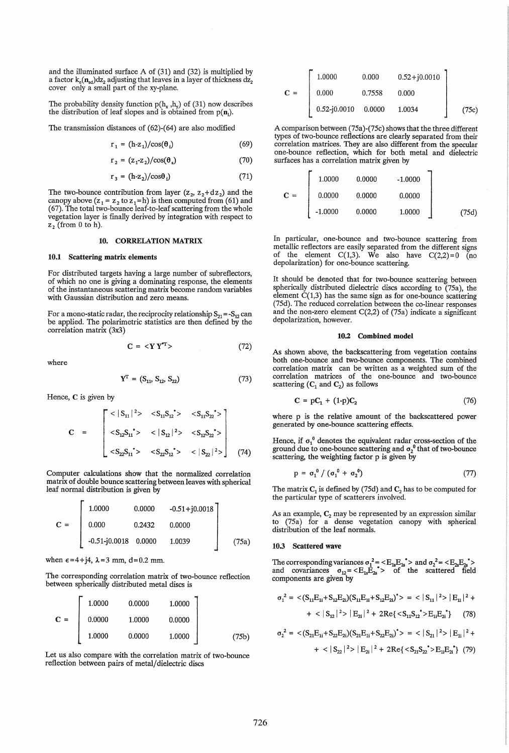and the illuminated surface A of (31) and (32) is multiplied by a factor $k_e(\mathbf{n}_{sd})dz_2$ adjusting that leaves in a layer of thickness $dz_2$ cover only a small part of the xy-plane.

The probability density function $p(h_x, h_y)$ of (31) now describes the distribution of leaf slopes and is obtained from $p(\mathbf{n}_l)$.

The transmission distances of (62)-(64) are also modified

$$r_1 = (h-z_1)/\cos(\theta_i) \tag{69}$$

$$r_2 = (z_1-z_2)/\cos(\theta_s) \tag{70}$$

$$r_3 = (h-z_2)/\cos\theta_i) \tag{71}$$

The two-bounce contribution from layer $(z_2, z_2+dz_2)$ and the canopy above ($z_1 = z_2$ to $z_1 = h$) is then computed from (61) and (67). The total two-bounce leaf-to-leaf scattering from the whole vegetation layer is finally derived by integration with respect to $z_2$ (from 0 to h).

## 10. CORRELATION MATRIX

### 10.1 Scattering matrix elements

For distributed targets having a large number of subreflectors, of which no one is giving a dominating response, the elements of the instantaneous scattering matrix become random variables with Gaussian distribution and zero means.

For a mono-static radar, the reciprocity relationship $S_{21} = -S_{12}$ can be applied. The polarimetric statistics are then defined by the correlation matrix (3x3)

$$\mathbf{C} = \langle \mathbf{Y}\,\mathbf{Y}^{*T} \rangle \tag{72}$$

where

$$\mathbf{Y}^T = (S_{11}, S_{12}, S_{22}) \tag{73}$$

Hence, $\mathbf{C}$ is given by

$$\mathbf{C} = \begin{bmatrix} \langle |S_{11}|^2 \rangle & \langle S_{11}S_{12}^* \rangle & \langle S_{11}S_{22}^* \rangle \\ \langle S_{12}S_{11}^* \rangle & \langle |S_{12}|^2 \rangle & \langle S_{12}S_{22}^* \rangle \\ \langle S_{22}S_{11}^* \rangle & \langle S_{22}S_{12}^* \rangle & \langle |S_{22}|^2 \rangle \end{bmatrix} \tag{74}$$

Computer calculations show that the normalized correlation matrix of double bounce scattering between leaves with spherical leaf normal distribution is given by

$$\mathbf{C} = \begin{bmatrix} 1.0000 & 0.0000 & -0.51+j0.0018 \\ 0.000 & 0.2432 & 0.0000 \\ -0.51-j0.0018 & 0.0000 & 1.0039 \end{bmatrix} \tag{75a}$$

when $\epsilon = 4+j4$, $\lambda = 3$ mm, $d = 0.2$ mm.

The corresponding correlation matrix of two-bounce reflection between spherically distributed metal discs is

$$\mathbf{C} = \begin{bmatrix} 1.0000 & 0.0000 & 1.0000 \\ 0.0000 & 1.0000 & 0.0000 \\ 1.0000 & 0.0000 & 1.0000 \end{bmatrix} \tag{75b}$$

Let us also compare with the correlation matrix of two-bounce reflection between pairs of metal/dielectric discs

$$\mathbf{C} = \begin{bmatrix} 1.0000 & 0.000 & 0.52+j0.0010 \\ 0.000 & 0.7558 & 0.000 \\ 0.52-j0.0010 & 0.0000 & 1.0034 \end{bmatrix} \tag{75c}$$

A comparison between (75a)-(75c) shows that the three different types of two-bounce reflections are clearly separated from their correlation matrices. They are also different from the specular one-bounce reflection, which for both metal and dielectric surfaces has a correlation matrix given by

$$\mathbf{C} = \begin{bmatrix} 1.0000 & 0.0000 & -1.0000 \\ 0.0000 & 0.0000 & 0.0000 \\ -1.0000 & 0.0000 & 1.0000 \end{bmatrix} \tag{75d}$$

In particular, one-bounce and two-bounce scattering from metallic reflectors are easily separated from the different signs of the element C(1,3). We also have C(2,2)=0 (no depolarization) for one-bounce scattering.

It should be denoted that for two-bounce scattering between spherically distributed dielectric discs according to (75a), the element C(1,3) has the same sign as for one-bounce scattering (75d). The reduced correlation between the co-linear responses and the non-zero element C(2,2) of (75a) indicate a significant depolarization, however.

### 10.2 Combined model

As shown above, the backscattering from vegetation contains both one-bounce and two-bounce components. The combined correlation matrix can be written as a weighted sum of the correlation matrices of the one-bounce and two-bounce scattering ($\mathbf{C}_1$ and $\mathbf{C}_2$) as follows

$$\mathbf{C} = p\mathbf{C}_1 + (1-p)\mathbf{C}_2 \tag{76}$$

where p is the relative amount of the backscattered power generated by one-bounce scattering effects.

Hence, if $\sigma_1^0$ denotes the equivalent radar cross-section of the ground due to one-bounce scattering and $\sigma_2^0$ that of two-bounce scattering, the weighting factor p is given by

$$p = \sigma_1^0 / (\sigma_1^0 + \sigma_2^0) \tag{77}$$

The matrix $\mathbf{C}_1$ is defined by (75d) and $\mathbf{C}_2$ has to be computed for the particular type of scatterers involved.

As an example, $\mathbf{C}_2$ may be represented by an expression similar to (75a) for a dense vegetation canopy with spherical distribution of the leaf normals.

### 10.3 Scattered wave

The corresponding variances $\sigma_1^2 = \langle E_{1s}E_{1s}^* \rangle$ and $\sigma_2^2 = \langle E_{2s}E_{2s}^* \rangle$ and covariances $\sigma_{12} = \langle E_{1s}E_{2s}^* \rangle$ of the scattered field components are given by

$$\sigma_1^2 = \langle (S_{11}E_{1i}+S_{12}E_{2i})(S_{11}E_{1i}+S_{12}E_{2i})^* \rangle = \langle |S_{11}|^2 \rangle |E_{1i}|^2 + \langle |S_{12}|^2 \rangle |E_{2i}|^2 + 2\mathrm{Re}\{\langle S_{11}S_{12}^* \rangle E_{1i}E_{2i}^*\} \tag{78}$$

$$\sigma_2^2 = \langle (S_{21}E_{1i}+S_{22}E_{2i})(S_{21}E_{1i}+S_{22}E_{2i})^* \rangle = \langle |S_{21}|^2 \rangle |E_{1i}|^2 + \langle |S_{22}|^2 \rangle |E_{2i}|^2 + 2\mathrm{Re}\{\langle S_{21}S_{22}^* \rangle E_{1i}E_{2i}^*\} \tag{79}$$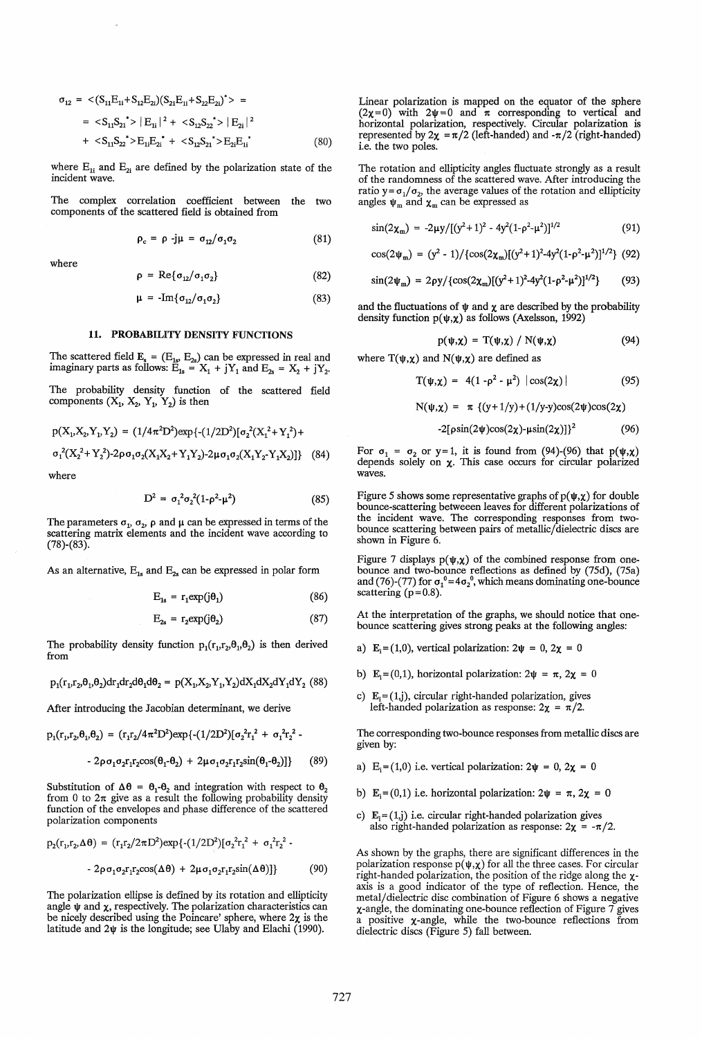$$\sigma_{12} = \langle (S_{11}E_{1i}+S_{12}E_{2i})(S_{21}E_{1i}+S_{22}E_{2i})^* \rangle =$$

$$= \langle S_{11}S_{21}^* \rangle |E_{1i}|^2 + \langle S_{12}S_{22}^* \rangle |E_{2i}|^2$$

$$+ \langle S_{11}S_{22}^* \rangle E_{1i}E_{2i}^* + \langle S_{12}S_{21}^* \rangle E_{2i}E_{1i}^* \qquad (80)$$

where $E_{1i}$ and $E_{2i}$ are defined by the polarization state of the incident wave.

The complex correlation coefficient between the two components of the scattered field is obtained from

$$\rho_c = \rho - j\mu = \sigma_{12}/\sigma_1\sigma_2 \qquad (81)$$

where

$$\rho = \text{Re}\{\sigma_{12}/\sigma_1\sigma_2\} \qquad (82)$$

$$\mu = -\text{Im}\{\sigma_{12}/\sigma_1\sigma_2\} \qquad (83)$$

## 11. PROBABILITY DENSITY FUNCTIONS

The scattered field $\mathbf{E}_s = (E_{1s}, E_{2s})$ can be expressed in real and imaginary parts as follows: $E_{1s} = X_1 + jY_1$ and $E_{2s} = X_2 + jY_2$.

The probability density function of the scattered field components $(X_1, X_2, Y_1, Y_2)$ is then

$$p(X_1,X_2,Y_1,Y_2) = (1/4\pi^2D^2)\exp\{-(1/2D^2)[\sigma_2^2(X_1^2+Y_1^2)+$$

$$\sigma_1^2(X_2^2+Y_2^2)-2\rho\sigma_1\sigma_2(X_1X_2+Y_1Y_2)-2\mu\sigma_1\sigma_2(X_1Y_2-Y_1X_2)]\} \qquad (84)$$

where

$$D^2 = \sigma_1^2\sigma_2^2(1-\rho^2-\mu^2) \qquad (85)$$

The parameters $\sigma_1$, $\sigma_2$, $\rho$ and $\mu$ can be expressed in terms of the scattering matrix elements and the incident wave according to (78)-(83).

As an alternative, $E_{1s}$ and $E_{2s}$ can be expressed in polar form

$$E_{1s} = r_1\exp(j\theta_1) \qquad (86)$$

$$E_{2s} = r_2\exp(j\theta_2) \qquad (87)$$

The probability density function $p_1(r_1,r_2,\theta_1,\theta_2)$ is then derived from

$$p_1(r_1,r_2,\theta_1,\theta_2)dr_1dr_2d\theta_1d\theta_2 = p(X_1,X_2,Y_1,Y_2)dX_1dX_2dY_1dY_2 \qquad (88)$$

After introducing the Jacobian determinant, we derive

$$p_1(r_1,r_2,\theta_1,\theta_2) = (r_1r_2/4\pi^2D^2)\exp\{-(1/2D^2)[\sigma_2^2r_1^2 + \sigma_1^2r_2^2 -$$

$$- 2\rho\sigma_1\sigma_2r_1r_2\cos(\theta_1-\theta_2) + 2\mu\sigma_1\sigma_2r_1r_2\sin(\theta_1-\theta_2)]\} \qquad (89)$$

Substitution of $\Delta\theta = \theta_1-\theta_2$ and integration with respect to $\theta_2$ from 0 to $2\pi$ give as a result the following probability density function of the envelopes and phase difference of the scattered polarization components

$$p_2(r_1,r_2,\Delta\theta) = (r_1r_2/2\pi D^2)\exp\{-(1/2D^2)[\sigma_2^2r_1^2 + \sigma_1^2r_2^2 -$$

$$- 2\rho\sigma_1\sigma_2r_1r_2\cos(\Delta\theta) + 2\mu\sigma_1\sigma_2r_1r_2\sin(\Delta\theta)]\} \qquad (90)$$

The polarization ellipse is defined by its rotation and ellipticity angle $\psi$ and $\chi$, respectively. The polarization characteristics can be nicely described using the Poincare' sphere, where $2\chi$ is the latitude and $2\psi$ is the longitude; see Ulaby and Elachi (1990).

Linear polarization is mapped on the equator of the sphere ($2\chi=0$) with $2\psi=0$ and $\pi$ corresponding to vertical and horizontal polarization, respectively. Circular polarization is represented by $2\chi = \pi/2$ (left-handed) and $-\pi/2$ (right-handed) i.e. the two poles.

The rotation and ellipticity angles fluctuate strongly as a result of the randomness of the scattered wave. After introducing the ratio $y=\sigma_1/\sigma_2$, the average values of the rotation and ellipticity angles $\psi_m$ and $\chi_m$ can be expressed as

$$\sin(2\chi_m) = -2\mu y/[(y^2+1)^2 - 4y^2(1-\rho^2-\mu^2)]^{1/2} \qquad (91)$$

$$\cos(2\psi_m) = (y^2 - 1)/\{\cos(2\chi_m)[(y^2+1)^2-4y^2(1-\rho^2-\mu^2)]^{1/2}\} \qquad (92)$$

$$\sin(2\psi_m) = 2\rho y/\{\cos(2\chi_m)[(y^2+1)^2-4y^2(1-\rho^2-\mu^2)]^{1/2}\} \qquad (93)$$

and the fluctuations of $\psi$ and $\chi$ are described by the probability density function $p(\psi,\chi)$ as follows (Axelsson, 1992)

$$p(\psi,\chi) = T(\psi,\chi) / N(\psi,\chi) \qquad (94)$$

where $T(\psi,\chi)$ and $N(\psi,\chi)$ are defined as

$$T(\psi,\chi) = 4(1-\rho^2-\mu^2)\ |\cos(2\chi)| \qquad (95)$$

$$N(\psi,\chi) = \pi\ \{(y+1/y)+(1/y-y)\cos(2\psi)\cos(2\chi)$$

$$-2[\rho\sin(2\psi)\cos(2\chi)-\mu\sin(2\chi)]\}^2 \qquad (96)$$

For $\sigma_1 = \sigma_2$ or $y=1$, it is found from (94)-(96) that $p(\psi,\chi)$ depends solely on $\chi$. This case occurs for circular polarized waves.

Figure 5 shows some representative graphs of $p(\psi,\chi)$ for double bounce-scattering betweeen leaves for different polarizations of the incident wave. The corresponding responses from two-bounce scattering between pairs of metallic/dielectric discs are shown in Figure 6.

Figure 7 displays $p(\psi,\chi)$ of the combined response from one-bounce and two-bounce reflections as defined by (75d), (75a) and (76)-(77) for $\sigma_1^0=4\sigma_2^0$, which means dominating one-bounce scattering ($p=0.8$).

At the interpretation of the graphs, we should notice that one-bounce scattering gives strong peaks at the following angles:

a) $\mathbf{E}_i=(1,0)$, vertical polarization: $2\psi = 0$, $2\chi = 0$

b) $\mathbf{E}_i=(0,1)$, horizontal polarization: $2\psi = \pi$, $2\chi = 0$

c) $\mathbf{E}_i=(1,j)$, circular right-handed polarization, gives left-handed polarization as response: $2\chi = \pi/2$.

The corresponding two-bounce responses from metallic discs are given by:

a) $E_i=(1,0)$ i.e. vertical polarization: $2\psi = 0$, $2\chi = 0$

b) $E_i=(0,1)$ i.e. horizontal polarization: $2\psi = \pi$, $2\chi = 0$

c) $E_i=(1,j)$ i.e. circular right-handed polarization gives also right-handed polarization as response: $2\chi = -\pi/2$.

As shown by the graphs, there are significant differences in the polarization response $p(\psi,\chi)$ for all the three cases. For circular right-handed polarization, the position of the ridge along the $\chi$-axis is a good indicator of the type of reflection. Hence, the metal/dielectric disc combination of Figure 6 shows a negative $\chi$-angle, the dominating one-bounce reflection of Figure 7 gives a positive $\chi$-angle, while the two-bounce reflections from dielectric discs (Figure 5) fall between.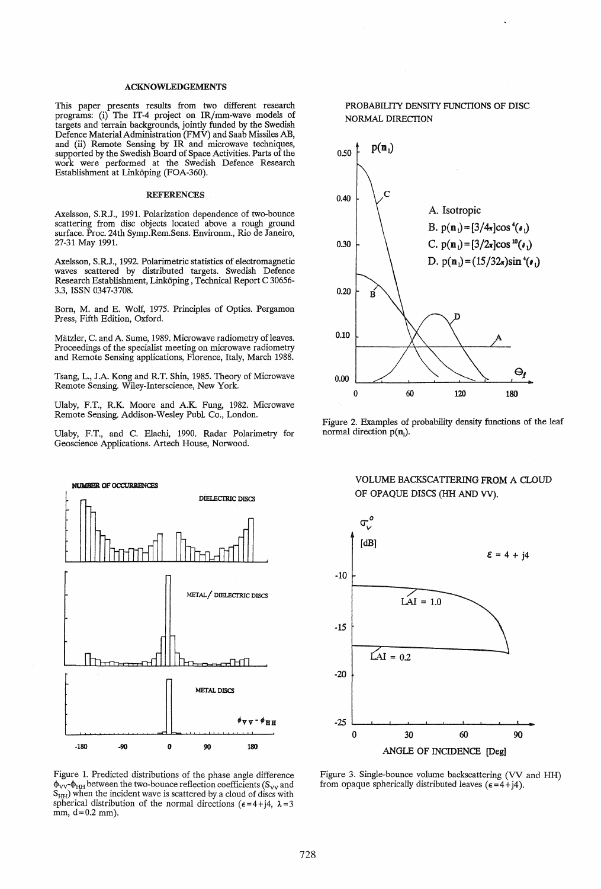## ACKNOWLEDGEMENTS

This paper presents results from two different research programs: (i) The IT-4 project on IR/mm-wave models of targets and terrain backgrounds, jointly funded by the Swedish Defence Material Administration (FMV) and Saab Missiles AB, and (ii) Remote Sensing by IR and microwave techniques, supported by the Swedish Board of Space Activities. Parts of the work were performed at the Swedish Defence Research Establishment at Linköping (FOA-360).

## REFERENCES

Axelsson, S.R.J., 1991. Polarization dependence of two-bounce scattering from disc objects located above a rough ground surface. Proc. 24th Symp.Rem.Sens. Environm., Rio de Janeiro, 27-31 May 1991.

Axelsson, S.R.J., 1992. Polarimetric statistics of electromagnetic waves scattered by distributed targets. Swedish Defence Research Establishment, Linköping, Technical Report C 30656-3.3, ISSN 0347-3708.

Born, M. and E. Wolf, 1975. Principles of Optics. Pergamon Press, Fifth Edition, Oxford.

Mätzler, C. and A. Sume, 1989. Microwave radiometry of leaves. Proceedings of the specialist meeting on microwave radiometry and Remote Sensing applications, Florence, Italy, March 1988.

Tsang, L., J.A. Kong and R.T. Shin, 1985. Theory of Microwave Remote Sensing. Wiley-Interscience, New York.

Ulaby, F.T., R.K. Moore and A.K. Fung, 1982. Microwave Remote Sensing. Addison-Wesley Publ. Co., London.

Ulaby, F.T., and C. Elachi, 1990. Radar Polarimetry for Geoscience Applications. Artech House, Norwood.

Figure 1. Predicted distributions of the phase angle difference $\phi_{VV}$-$\phi_{HH}$ between the two-bounce reflection coefficients ($S_{VV}$ and $S_{HH}$) when the incident wave is scattered by a cloud of discs with spherical distribution of the normal directions ($\epsilon=4+j4$, $\lambda=3$ mm, $d=0.2$ mm).

Figure 2. Examples of probability density functions of the leaf normal direction $p(\mathbf{n}_l)$.

Figure 3. Single-bounce volume backscattering (VV and HH) from opaque spherically distributed leaves ($\epsilon=4+j4$).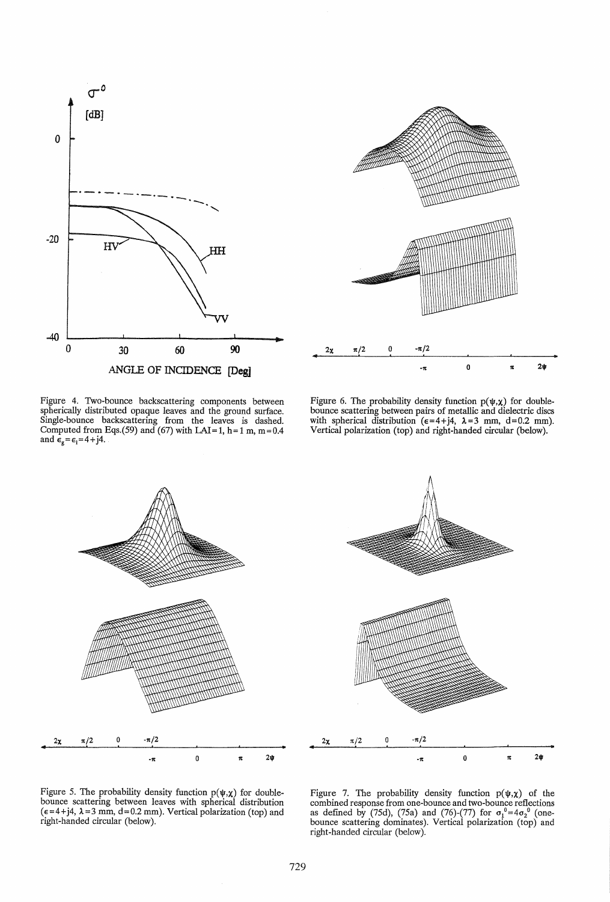$\sigma^0$

[dB]

0

-20

-40

HV

HH

VV

0 30 60 90

ANGLE OF INCIDENCE [Deg]

Figure 4. Two-bounce backscattering components between spherically distributed opaque leaves and the ground surface. Single-bounce backscattering from the leaves is dashed. Computed from Eqs.(59) and (67) with LAI = 1, h = 1 m, m = 0.4 and $\epsilon_g = \epsilon_l = 4 + j4$.

$2\chi$ $\pi/2$ 0 $-\pi/2$

$-\pi$ 0 $\pi$ $2\psi$

Figure 6. The probability density function $p(\psi,\chi)$ for double-bounce scattering between pairs of metallic and dielectric discs with spherical distribution ($\epsilon = 4 + j4$, $\lambda = 3$ mm, d = 0.2 mm). Vertical polarization (top) and right-handed circular (below).

$2\chi$ $\pi/2$ 0 $-\pi/2$

$-\pi$ 0 $\pi$ $2\psi$

Figure 5. The probability density function $p(\psi,\chi)$ for double-bounce scattering between leaves with spherical distribution ($\epsilon = 4 + j4$, $\lambda = 3$ mm, d = 0.2 mm). Vertical polarization (top) and right-handed circular (below).

$2\chi$ $\pi/2$ 0 $-\pi/2$

$-\pi$ 0 $\pi$ $2\psi$

Figure 7. The probability density function $p(\psi,\chi)$ of the combined response from one-bounce and two-bounce reflections as defined by (75d), (75a) and (76)-(77) for $\sigma_1^0 = 4\sigma_2^0$ (one-bounce scattering dominates). Vertical polarization (top) and right-handed circular (below).